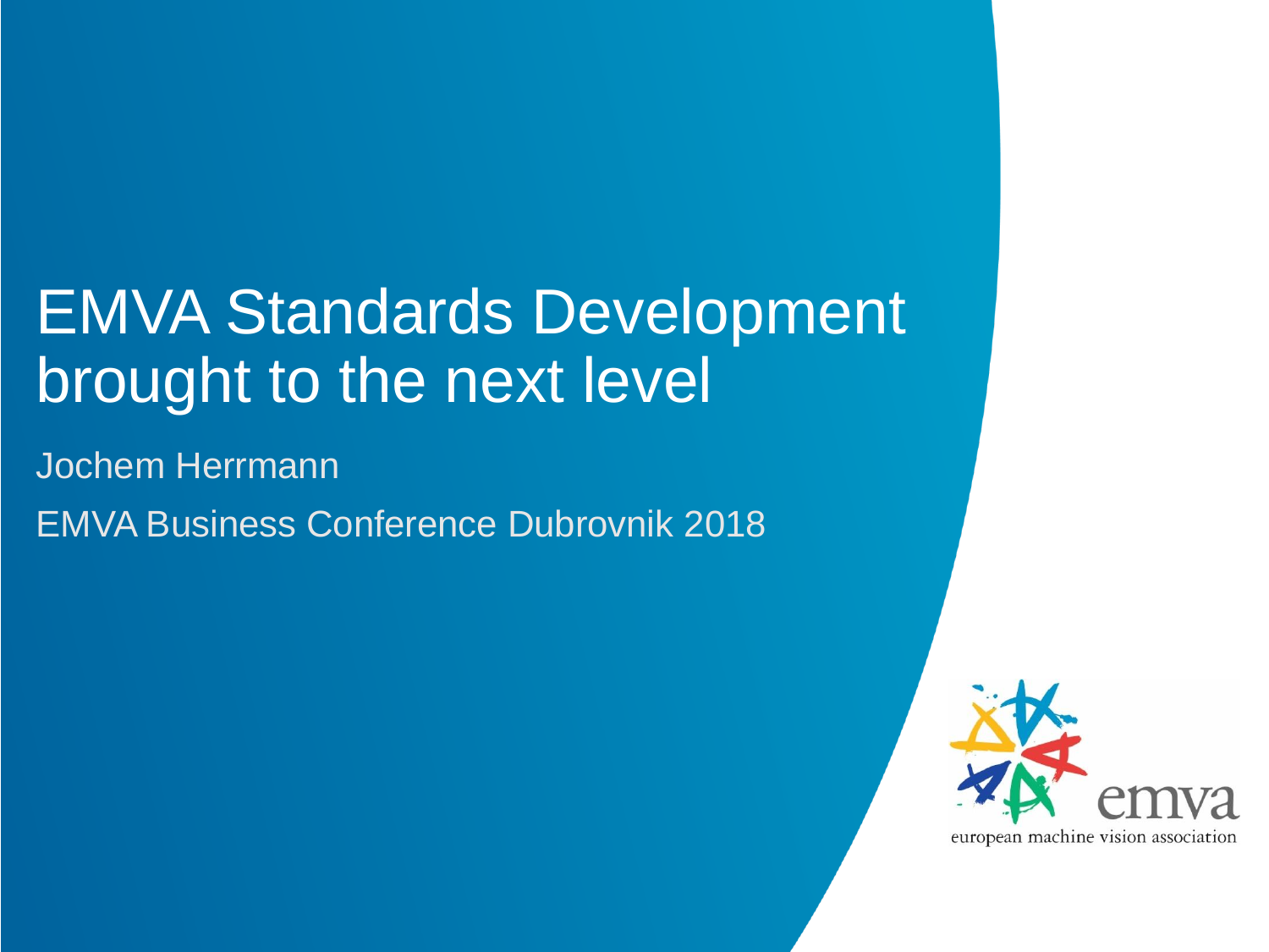# EMVA Standards Development brought to the next level

Jochem Herrmann

EMVA Business Conference Dubrovnik 2018

emva

european machine vision association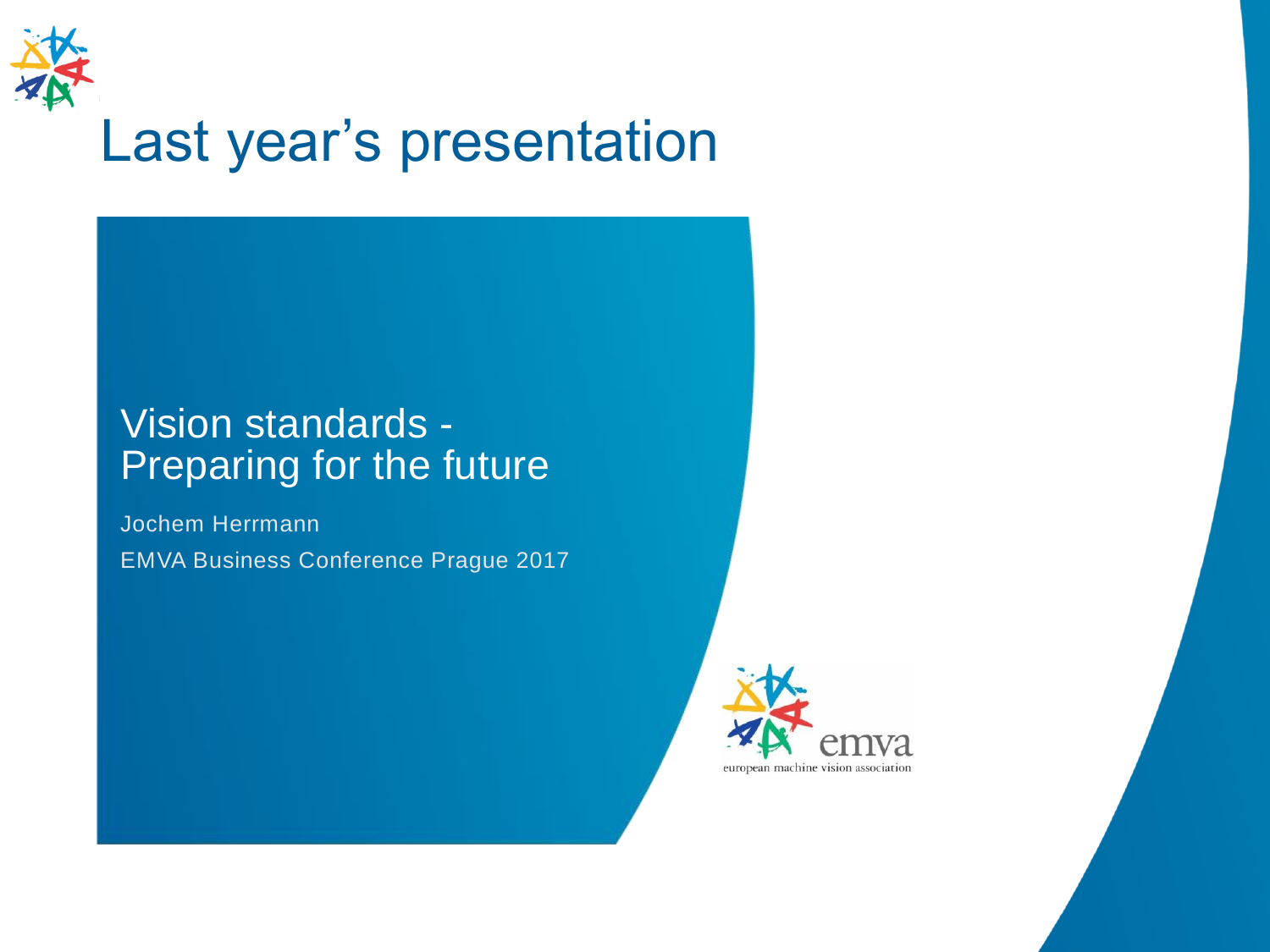# Last year's presentation

## Vision standards - Preparing for the future

Jochem Herrmann

EMVA Business Conference Prague 2017

emva

european machine vision association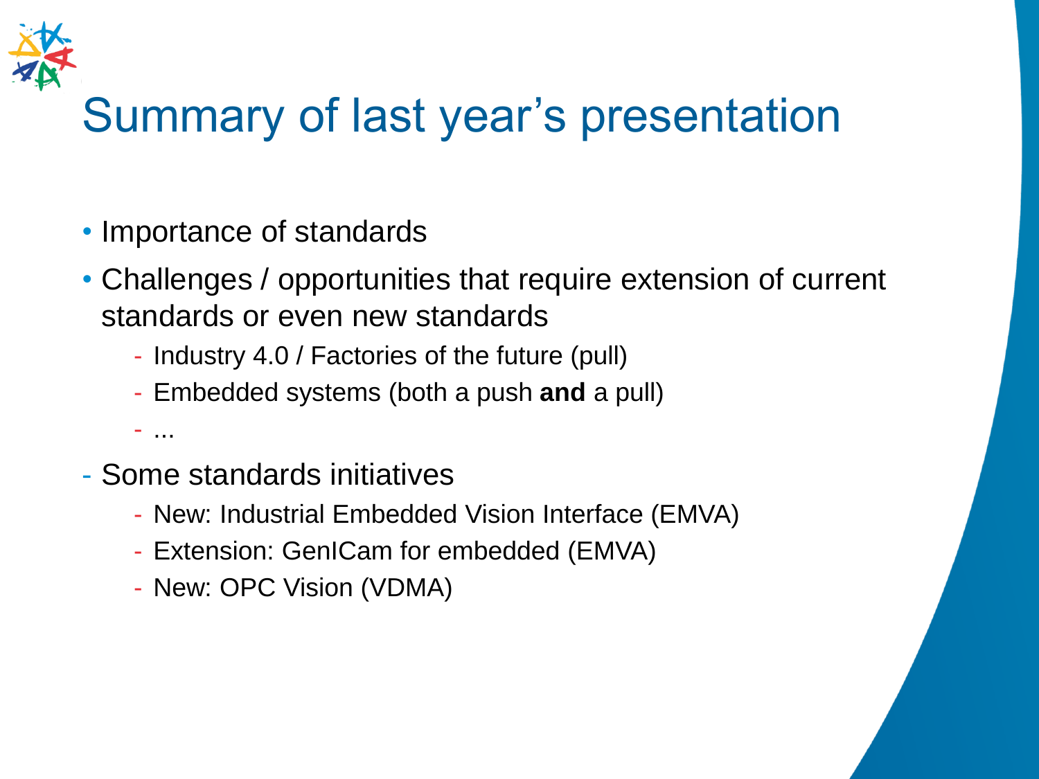# Summary of last year's presentation

- Importance of standards
- Challenges / opportunities that require extension of current standards or even new standards
  - Industry 4.0 / Factories of the future (pull)
  - Embedded systems (both a push **and** a pull)
  - ...
- Some standards initiatives
  - New: Industrial Embedded Vision Interface (EMVA)
  - Extension: GenICam for embedded (EMVA)
  - New: OPC Vision (VDMA)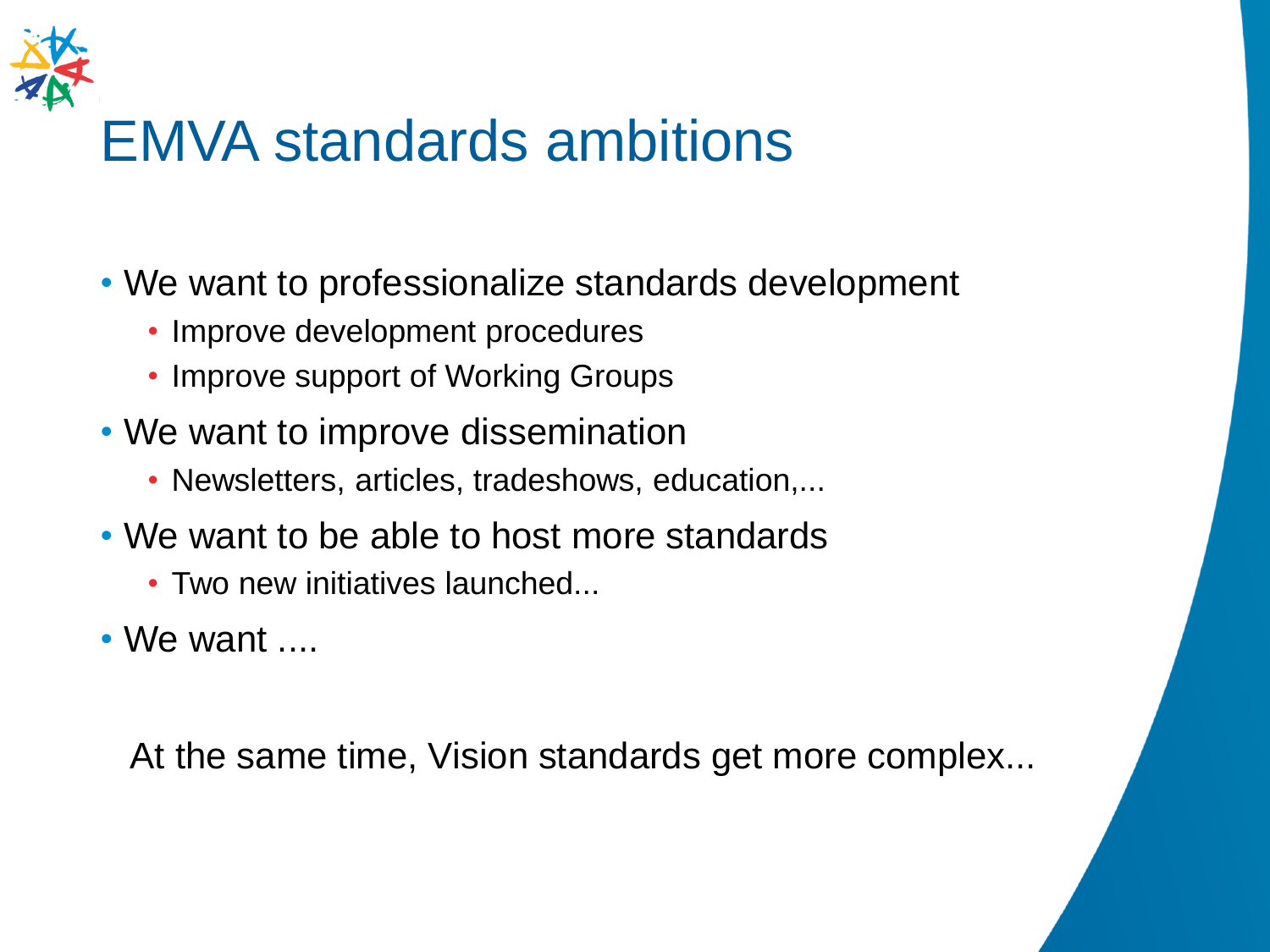# EMVA standards ambitions

- We want to professionalize standards development
  - Improve development procedures
  - Improve support of Working Groups
- We want to improve dissemination
  - Newsletters, articles, tradeshows, education,...
- We want to be able to host more standards
  - Two new initiatives launched...
- We want ....

At the same time, Vision standards get more complex...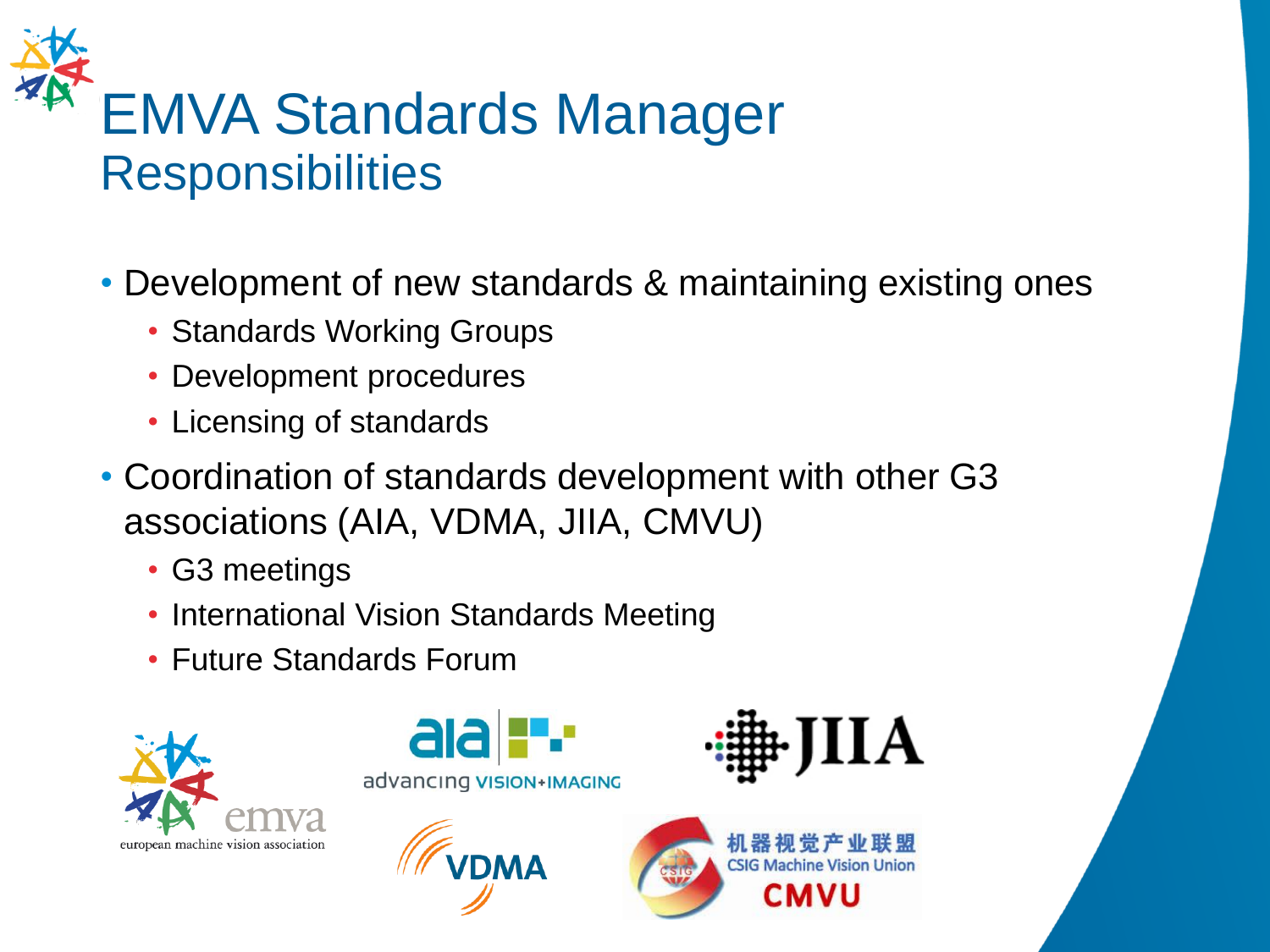# EMVA Standards Manager
## Responsibilities

- Development of new standards & maintaining existing ones
  - Standards Working Groups
  - Development procedures
  - Licensing of standards
- Coordination of standards development with other G3 associations (AIA, VDMA, JIIA, CMVU)
  - G3 meetings
  - International Vision Standards Meeting
  - Future Standards Forum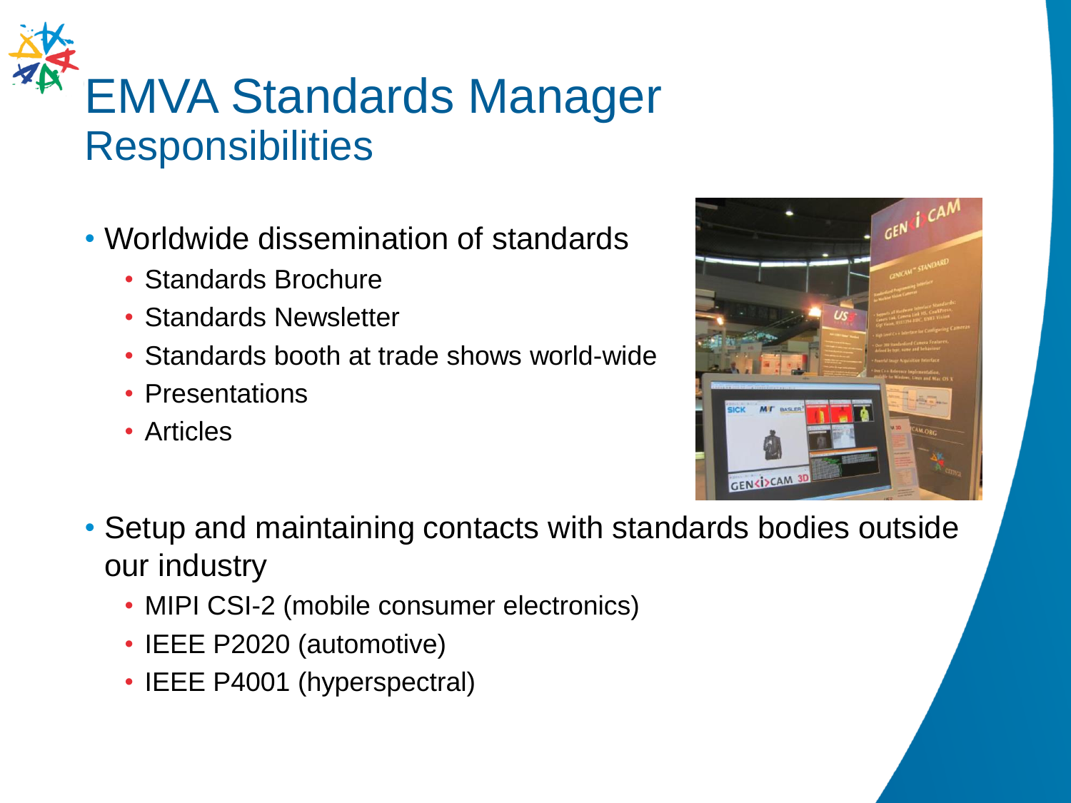# EMVA Standards Manager

## Responsibilities

- Worldwide dissemination of standards
  - Standards Brochure
  - Standards Newsletter
  - Standards booth at trade shows world-wide
  - Presentations
  - Articles
- Setup and maintaining contacts with standards bodies outside our industry
  - MIPI CSI-2 (mobile consumer electronics)
  - IEEE P2020 (automotive)
  - IEEE P4001 (hyperspectral)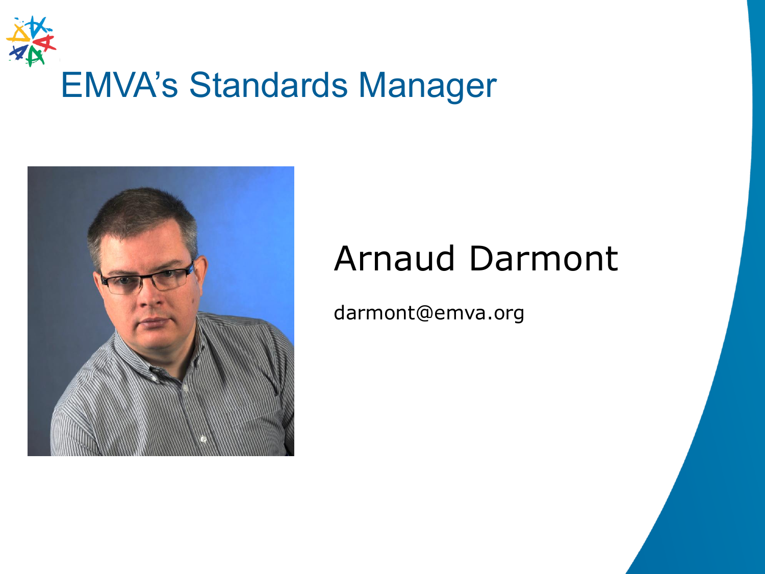# EMVA's Standards Manager

Arnaud Darmont

darmont@emva.org